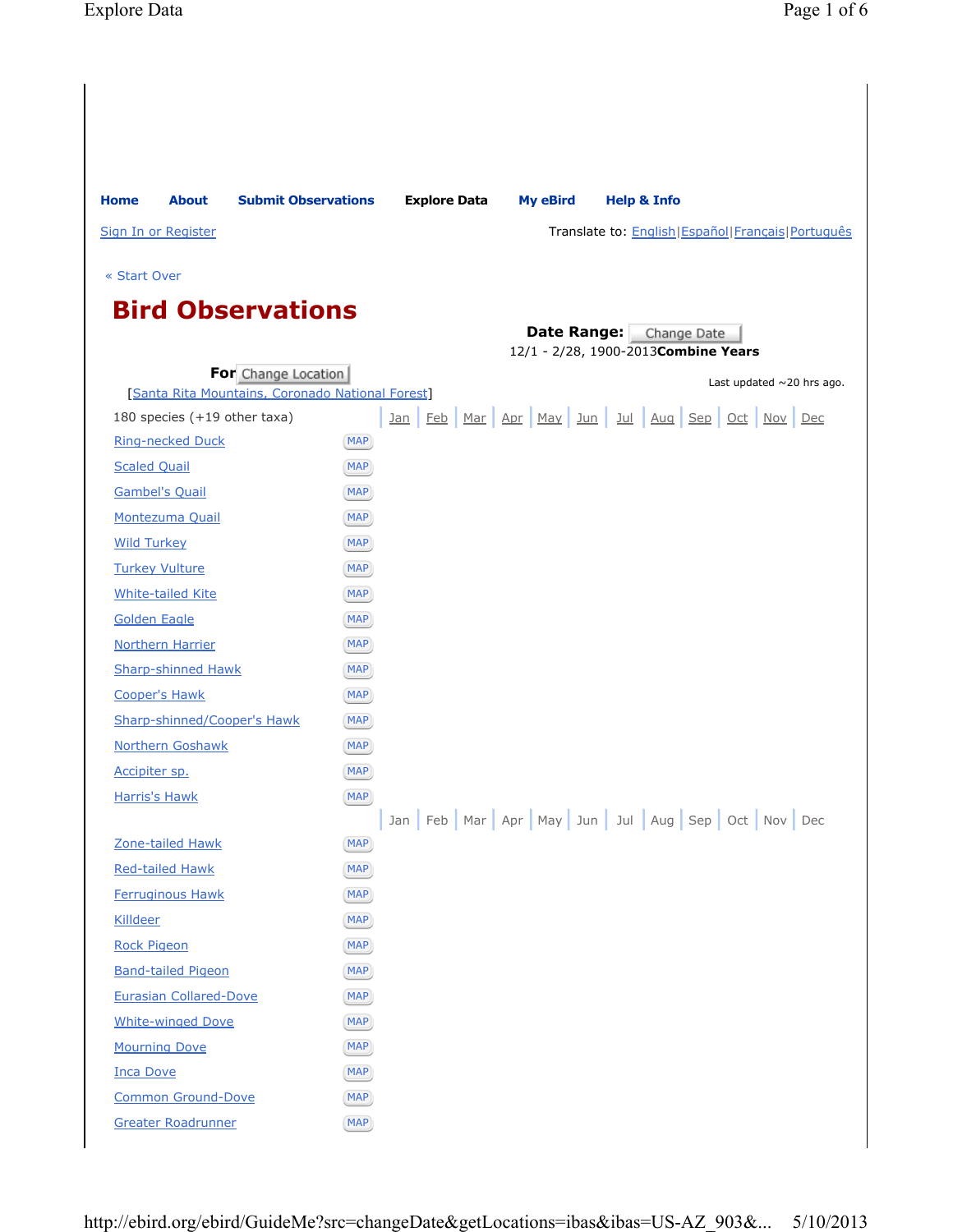Home About Submit Observations Explore Data My eBird Help & Info

Sign In or Register

Translate to: English|Español|Français|Português

« Start Over

# Bird Observations

**Date Range:** Change Date

12/1 - 2/28, 1900-2013 **Combine Years**

**For** Change Location

[Santa Rita Mountains, Coronado National Forest]

Last updated ~20 hrs ago.

180 species (+19 other taxa)

| Species | | Jan | Feb | Mar | Apr | May | Jun | Jul | Aug | Sep | Oct | Nov | Dec |
|---|---|---|---|---|---|---|---|---|---|---|---|---|---|
| Ring-necked Duck | MAP | | | | | | | | | | | | |
| Scaled Quail | MAP | | | | | | | | | | | | |
| Gambel's Quail | MAP | | | | | | | | | | | | |
| Montezuma Quail | MAP | | | | | | | | | | | | |
| Wild Turkey | MAP | | | | | | | | | | | | |
| Turkey Vulture | MAP | | | | | | | | | | | | |
| White-tailed Kite | MAP | | | | | | | | | | | | |
| Golden Eagle | MAP | | | | | | | | | | | | |
| Northern Harrier | MAP | | | | | | | | | | | | |
| Sharp-shinned Hawk | MAP | | | | | | | | | | | | |
| Cooper's Hawk | MAP | | | | | | | | | | | | |
| Sharp-shinned/Cooper's Hawk | MAP | | | | | | | | | | | | |
| Northern Goshawk | MAP | | | | | | | | | | | | |
| Accipiter sp. | MAP | | | | | | | | | | | | |
| Harris's Hawk | MAP | | | | | | | | | | | | |
| | | Jan | Feb | Mar | Apr | May | Jun | Jul | Aug | Sep | Oct | Nov | Dec |
| Zone-tailed Hawk | MAP | | | | | | | | | | | | |
| Red-tailed Hawk | MAP | | | | | | | | | | | | |
| Ferruginous Hawk | MAP | | | | | | | | | | | | |
| Killdeer | MAP | | | | | | | | | | | | |
| Rock Pigeon | MAP | | | | | | | | | | | | |
| Band-tailed Pigeon | MAP | | | | | | | | | | | | |
| Eurasian Collared-Dove | MAP | | | | | | | | | | | | |
| White-winged Dove | MAP | | | | | | | | | | | | |
| Mourning Dove | MAP | | | | | | | | | | | | |
| Inca Dove | MAP | | | | | | | | | | | | |
| Common Ground-Dove | MAP | | | | | | | | | | | | |
| Greater Roadrunner | MAP | | | | | | | | | | | | |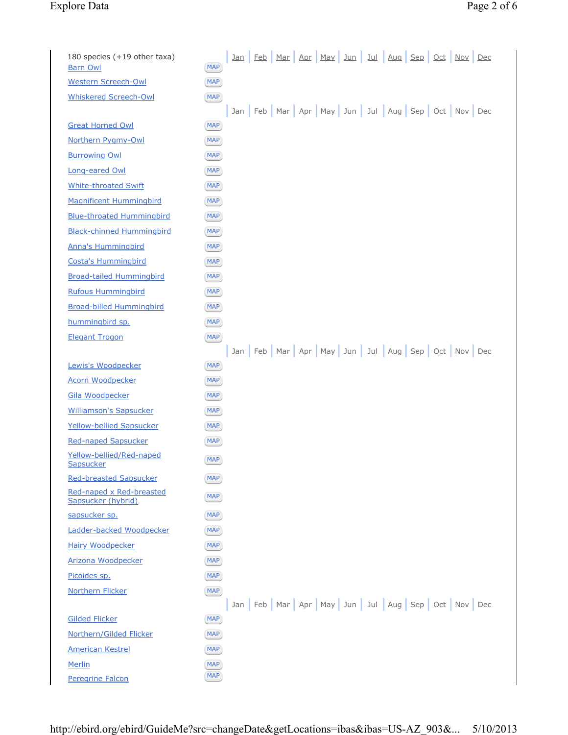180 species (+19 other taxa)

| Species | | Jan | Feb | Mar | Apr | May | Jun | Jul | Aug | Sep | Oct | Nov | Dec |
|---|---|---|---|---|---|---|---|---|---|---|---|---|---|
| Barn Owl | MAP | | | | | | | | | | | | |
| Western Screech-Owl | MAP | | | | | | | | | | | | |
| Whiskered Screech-Owl | MAP | | | | | | | | | | | | |
| Great Horned Owl | MAP | | | | | | | | | | | | |
| Northern Pygmy-Owl | MAP | | | | | | | | | | | | |
| Burrowing Owl | MAP | | | | | | | | | | | | |
| Long-eared Owl | MAP | | | | | | | | | | | | |
| White-throated Swift | MAP | | | | | | | | | | | | |
| Magnificent Hummingbird | MAP | | | | | | | | | | | | |
| Blue-throated Hummingbird | MAP | | | | | | | | | | | | |
| Black-chinned Hummingbird | MAP | | | | | | | | | | | | |
| Anna's Hummingbird | MAP | | | | | | | | | | | | |
| Costa's Hummingbird | MAP | | | | | | | | | | | | |
| Broad-tailed Hummingbird | MAP | | | | | | | | | | | | |
| Rufous Hummingbird | MAP | | | | | | | | | | | | |
| Broad-billed Hummingbird | MAP | | | | | | | | | | | | |
| hummingbird sp. | MAP | | | | | | | | | | | | |
| Elegant Trogon | MAP | | | | | | | | | | | | |
| Lewis's Woodpecker | MAP | | | | | | | | | | | | |
| Acorn Woodpecker | MAP | | | | | | | | | | | | |
| Gila Woodpecker | MAP | | | | | | | | | | | | |
| Williamson's Sapsucker | MAP | | | | | | | | | | | | |
| Yellow-bellied Sapsucker | MAP | | | | | | | | | | | | |
| Red-naped Sapsucker | MAP | | | | | | | | | | | | |
| Yellow-bellied/Red-naped Sapsucker | MAP | | | | | | | | | | | | |
| Red-breasted Sapsucker | MAP | | | | | | | | | | | | |
| Red-naped x Red-breasted Sapsucker (hybrid) | MAP | | | | | | | | | | | | |
| sapsucker sp. | MAP | | | | | | | | | | | | |
| Ladder-backed Woodpecker | MAP | | | | | | | | | | | | |
| Hairy Woodpecker | MAP | | | | | | | | | | | | |
| Arizona Woodpecker | MAP | | | | | | | | | | | | |
| Picoides sp. | MAP | | | | | | | | | | | | |
| Northern Flicker | MAP | | | | | | | | | | | | |
| Gilded Flicker | MAP | | | | | | | | | | | | |
| Northern/Gilded Flicker | MAP | | | | | | | | | | | | |
| American Kestrel | MAP | | | | | | | | | | | | |
| Merlin | MAP | | | | | | | | | | | | |
| Peregrine Falcon | MAP | | | | | | | | | | | | |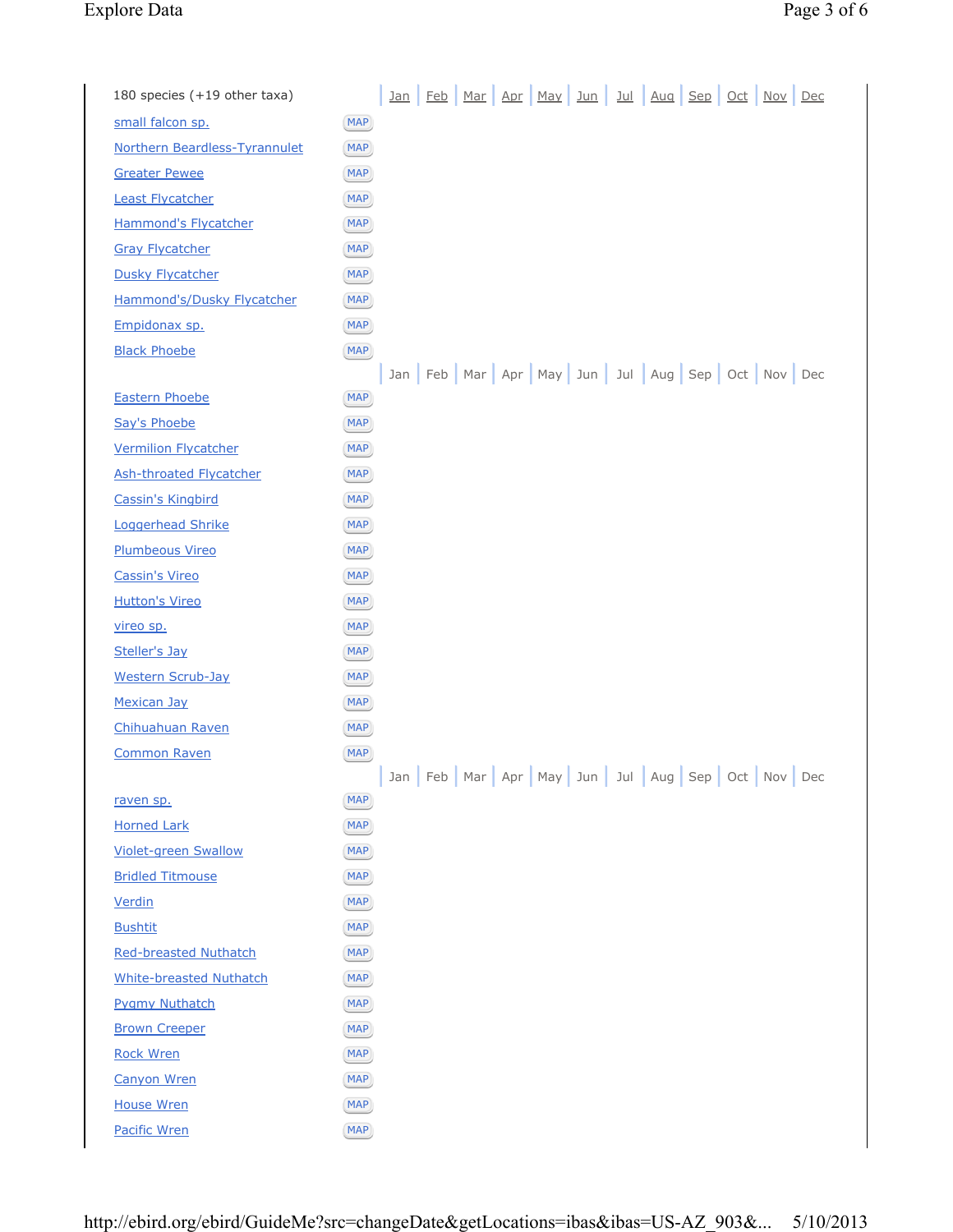| 180 species (+19 other taxa) | | Jan | Feb | Mar | Apr | May | Jun | Jul | Aug | Sep | Oct | Nov | Dec |
|---|---|---|---|---|---|---|---|---|---|---|---|---|---|
| small falcon sp. | MAP | | | | | | | | | | | | |
| Northern Beardless-Tyrannulet | MAP | | | | | | | | | | | | |
| Greater Pewee | MAP | | | | | | | | | | | | |
| Least Flycatcher | MAP | | | | | | | | | | | | |
| Hammond's Flycatcher | MAP | | | | | | | | | | | | |
| Gray Flycatcher | MAP | | | | | | | | | | | | |
| Dusky Flycatcher | MAP | | | | | | | | | | | | |
| Hammond's/Dusky Flycatcher | MAP | | | | | | | | | | | | |
| Empidonax sp. | MAP | | | | | | | | | | | | |
| Black Phoebe | MAP | | | | | | | | | | | | |
| | | Jan | Feb | Mar | Apr | May | Jun | Jul | Aug | Sep | Oct | Nov | Dec |
| Eastern Phoebe | MAP | | | | | | | | | | | | |
| Say's Phoebe | MAP | | | | | | | | | | | | |
| Vermilion Flycatcher | MAP | | | | | | | | | | | | |
| Ash-throated Flycatcher | MAP | | | | | | | | | | | | |
| Cassin's Kingbird | MAP | | | | | | | | | | | | |
| Loggerhead Shrike | MAP | | | | | | | | | | | | |
| Plumbeous Vireo | MAP | | | | | | | | | | | | |
| Cassin's Vireo | MAP | | | | | | | | | | | | |
| Hutton's Vireo | MAP | | | | | | | | | | | | |
| vireo sp. | MAP | | | | | | | | | | | | |
| Steller's Jay | MAP | | | | | | | | | | | | |
| Western Scrub-Jay | MAP | | | | | | | | | | | | |
| Mexican Jay | MAP | | | | | | | | | | | | |
| Chihuahuan Raven | MAP | | | | | | | | | | | | |
| Common Raven | MAP | | | | | | | | | | | | |
| | | Jan | Feb | Mar | Apr | May | Jun | Jul | Aug | Sep | Oct | Nov | Dec |
| raven sp. | MAP | | | | | | | | | | | | |
| Horned Lark | MAP | | | | | | | | | | | | |
| Violet-green Swallow | MAP | | | | | | | | | | | | |
| Bridled Titmouse | MAP | | | | | | | | | | | | |
| Verdin | MAP | | | | | | | | | | | | |
| Bushtit | MAP | | | | | | | | | | | | |
| Red-breasted Nuthatch | MAP | | | | | | | | | | | | |
| White-breasted Nuthatch | MAP | | | | | | | | | | | | |
| Pygmy Nuthatch | MAP | | | | | | | | | | | | |
| Brown Creeper | MAP | | | | | | | | | | | | |
| Rock Wren | MAP | | | | | | | | | | | | |
| Canyon Wren | MAP | | | | | | | | | | | | |
| House Wren | MAP | | | | | | | | | | | | |
| Pacific Wren | MAP | | | | | | | | | | | | |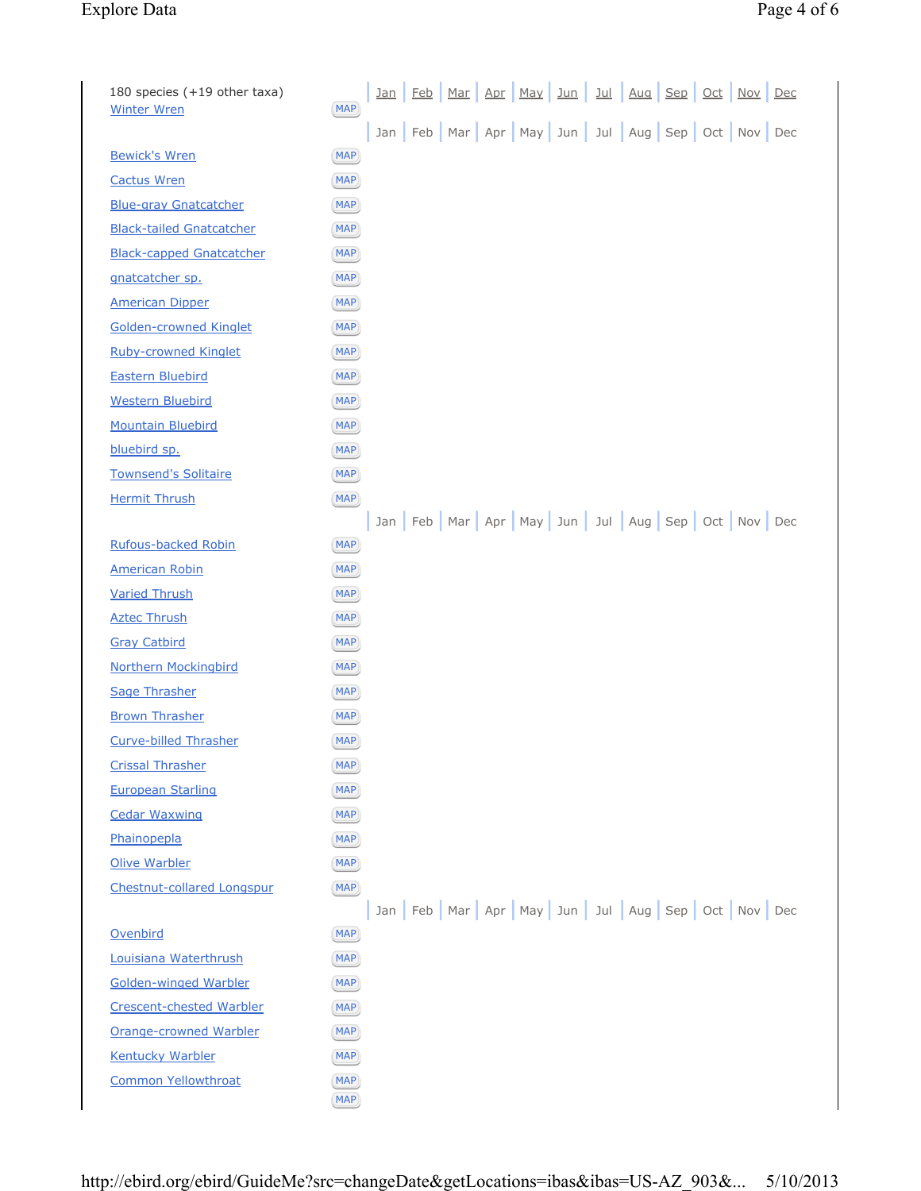| 180 species (+19 other taxa) | | Jan | Feb | Mar | Apr | May | Jun | Jul | Aug | Sep | Oct | Nov | Dec |
|---|---|---|---|---|---|---|---|---|---|---|---|---|---|
| Winter Wren | MAP | | | | | | | | | | | | |
| | | Jan | Feb | Mar | Apr | May | Jun | Jul | Aug | Sep | Oct | Nov | Dec |
| Bewick's Wren | MAP | | | | | | | | | | | | |
| Cactus Wren | MAP | | | | | | | | | | | | |
| Blue-gray Gnatcatcher | MAP | | | | | | | | | | | | |
| Black-tailed Gnatcatcher | MAP | | | | | | | | | | | | |
| Black-capped Gnatcatcher | MAP | | | | | | | | | | | | |
| gnatcatcher sp. | MAP | | | | | | | | | | | | |
| American Dipper | MAP | | | | | | | | | | | | |
| Golden-crowned Kinglet | MAP | | | | | | | | | | | | |
| Ruby-crowned Kinglet | MAP | | | | | | | | | | | | |
| Eastern Bluebird | MAP | | | | | | | | | | | | |
| Western Bluebird | MAP | | | | | | | | | | | | |
| Mountain Bluebird | MAP | | | | | | | | | | | | |
| bluebird sp. | MAP | | | | | | | | | | | | |
| Townsend's Solitaire | MAP | | | | | | | | | | | | |
| Hermit Thrush | MAP | | | | | | | | | | | | |
| | | Jan | Feb | Mar | Apr | May | Jun | Jul | Aug | Sep | Oct | Nov | Dec |
| Rufous-backed Robin | MAP | | | | | | | | | | | | |
| American Robin | MAP | | | | | | | | | | | | |
| Varied Thrush | MAP | | | | | | | | | | | | |
| Aztec Thrush | MAP | | | | | | | | | | | | |
| Gray Catbird | MAP | | | | | | | | | | | | |
| Northern Mockingbird | MAP | | | | | | | | | | | | |
| Sage Thrasher | MAP | | | | | | | | | | | | |
| Brown Thrasher | MAP | | | | | | | | | | | | |
| Curve-billed Thrasher | MAP | | | | | | | | | | | | |
| Crissal Thrasher | MAP | | | | | | | | | | | | |
| European Starling | MAP | | | | | | | | | | | | |
| Cedar Waxwing | MAP | | | | | | | | | | | | |
| Phainopepla | MAP | | | | | | | | | | | | |
| Olive Warbler | MAP | | | | | | | | | | | | |
| Chestnut-collared Longspur | MAP | | | | | | | | | | | | |
| | | Jan | Feb | Mar | Apr | May | Jun | Jul | Aug | Sep | Oct | Nov | Dec |
| Ovenbird | MAP | | | | | | | | | | | | |
| Louisiana Waterthrush | MAP | | | | | | | | | | | | |
| Golden-winged Warbler | MAP | | | | | | | | | | | | |
| Crescent-chested Warbler | MAP | | | | | | | | | | | | |
| Orange-crowned Warbler | MAP | | | | | | | | | | | | |
| Kentucky Warbler | MAP | | | | | | | | | | | | |
| Common Yellowthroat | MAP | | | | | | | | | | | | |
| | MAP | | | | | | | | | | | | |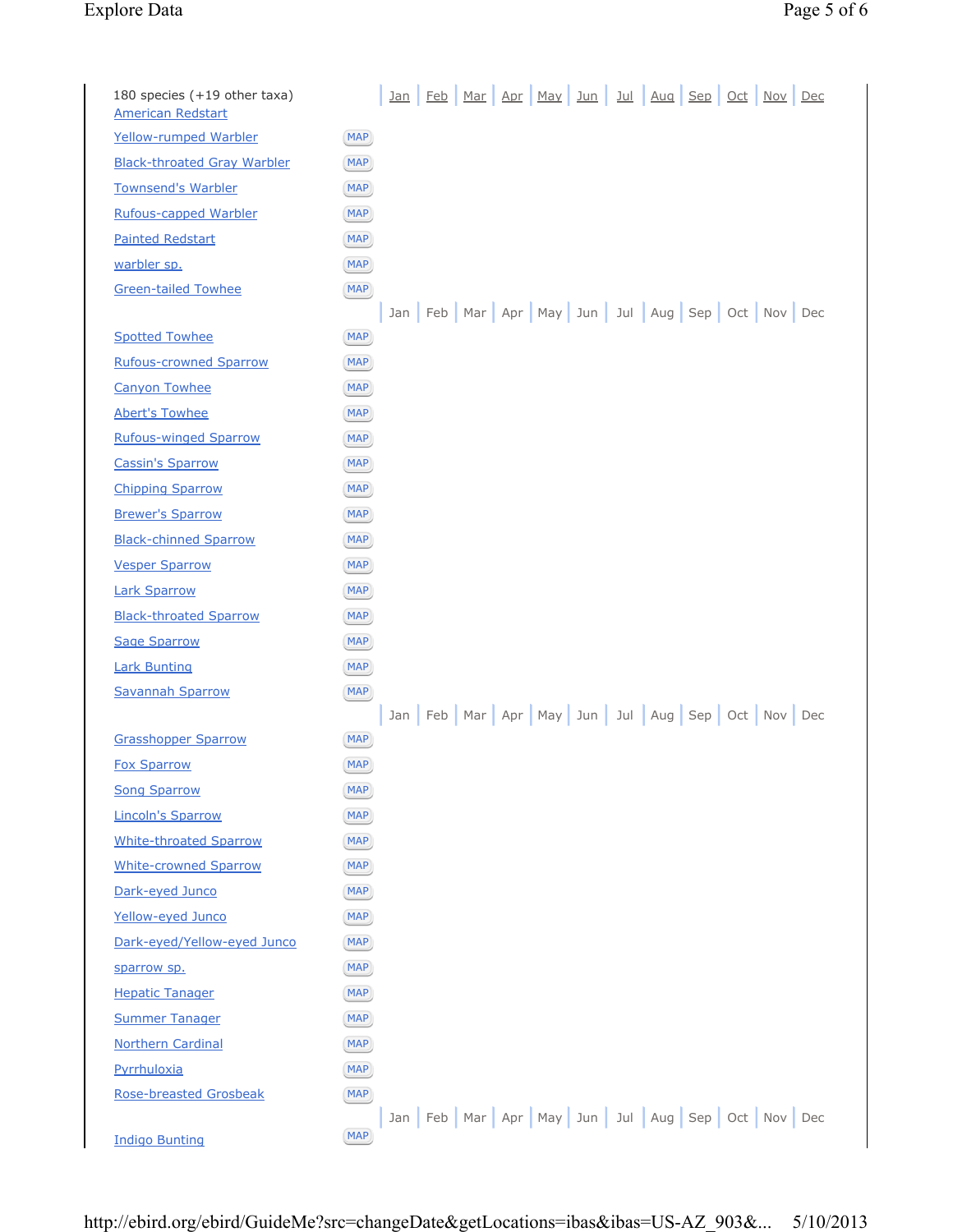180 species (+19 other taxa)

| Species | | Jan | Feb | Mar | Apr | May | Jun | Jul | Aug | Sep | Oct | Nov | Dec |
|---|---|---|---|---|---|---|---|---|---|---|---|---|---|
| American Redstart | | | | | | | | | | | | | |
| Yellow-rumped Warbler | MAP | | | | | | | | | | | | |
| Black-throated Gray Warbler | MAP | | | | | | | | | | | | |
| Townsend's Warbler | MAP | | | | | | | | | | | | |
| Rufous-capped Warbler | MAP | | | | | | | | | | | | |
| Painted Redstart | MAP | | | | | | | | | | | | |
| warbler sp. | MAP | | | | | | | | | | | | |
| Green-tailed Towhee | MAP | | | | | | | | | | | | |
| Spotted Towhee | MAP | | | | | | | | | | | | |
| Rufous-crowned Sparrow | MAP | | | | | | | | | | | | |
| Canyon Towhee | MAP | | | | | | | | | | | | |
| Abert's Towhee | MAP | | | | | | | | | | | | |
| Rufous-winged Sparrow | MAP | | | | | | | | | | | | |
| Cassin's Sparrow | MAP | | | | | | | | | | | | |
| Chipping Sparrow | MAP | | | | | | | | | | | | |
| Brewer's Sparrow | MAP | | | | | | | | | | | | |
| Black-chinned Sparrow | MAP | | | | | | | | | | | | |
| Vesper Sparrow | MAP | | | | | | | | | | | | |
| Lark Sparrow | MAP | | | | | | | | | | | | |
| Black-throated Sparrow | MAP | | | | | | | | | | | | |
| Sage Sparrow | MAP | | | | | | | | | | | | |
| Lark Bunting | MAP | | | | | | | | | | | | |
| Savannah Sparrow | MAP | | | | | | | | | | | | |
| Grasshopper Sparrow | MAP | | | | | | | | | | | | |
| Fox Sparrow | MAP | | | | | | | | | | | | |
| Song Sparrow | MAP | | | | | | | | | | | | |
| Lincoln's Sparrow | MAP | | | | | | | | | | | | |
| White-throated Sparrow | MAP | | | | | | | | | | | | |
| White-crowned Sparrow | MAP | | | | | | | | | | | | |
| Dark-eyed Junco | MAP | | | | | | | | | | | | |
| Yellow-eyed Junco | MAP | | | | | | | | | | | | |
| Dark-eyed/Yellow-eyed Junco | MAP | | | | | | | | | | | | |
| sparrow sp. | MAP | | | | | | | | | | | | |
| Hepatic Tanager | MAP | | | | | | | | | | | | |
| Summer Tanager | MAP | | | | | | | | | | | | |
| Northern Cardinal | MAP | | | | | | | | | | | | |
| Pyrrhuloxia | MAP | | | | | | | | | | | | |
| Rose-breasted Grosbeak | MAP | | | | | | | | | | | | |
| Indigo Bunting | MAP | | | | | | | | | | | | |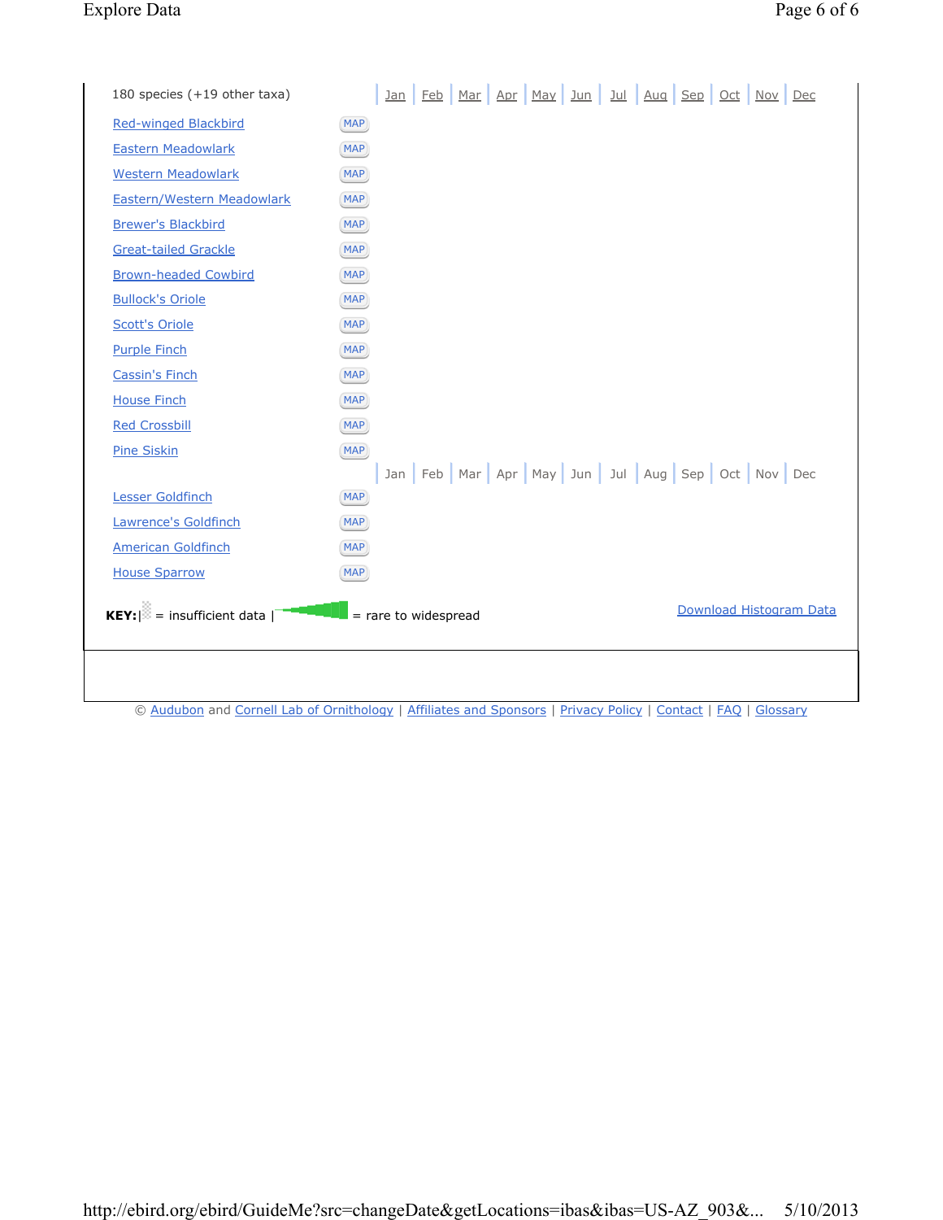180 species (+19 other taxa)

| | | Jan | Feb | Mar | Apr | May | Jun | Jul | Aug | Sep | Oct | Nov | Dec |
|---|---|---|---|---|---|---|---|---|---|---|---|---|---|
| Red-winged Blackbird | MAP | | | | | | | | | | | | |
| Eastern Meadowlark | MAP | | | | | | | | | | | | |
| Western Meadowlark | MAP | | | | | | | | | | | | |
| Eastern/Western Meadowlark | MAP | | | | | | | | | | | | |
| Brewer's Blackbird | MAP | | | | | | | | | | | | |
| Great-tailed Grackle | MAP | | | | | | | | | | | | |
| Brown-headed Cowbird | MAP | | | | | | | | | | | | |
| Bullock's Oriole | MAP | | | | | | | | | | | | |
| Scott's Oriole | MAP | | | | | | | | | | | | |
| Purple Finch | MAP | | | | | | | | | | | | |
| Cassin's Finch | MAP | | | | | | | | | | | | |
| House Finch | MAP | | | | | | | | | | | | |
| Red Crossbill | MAP | | | | | | | | | | | | |
| Pine Siskin | MAP | | | | | | | | | | | | |
| | | Jan | Feb | Mar | Apr | May | Jun | Jul | Aug | Sep | Oct | Nov | Dec |
| Lesser Goldfinch | MAP | | | | | | | | | | | | |
| Lawrence's Goldfinch | MAP | | | | | | | | | | | | |
| American Goldfinch | MAP | | | | | | | | | | | | |
| House Sparrow | MAP | | | | | | | | | | | | |

**KEY:** = insufficient data | = rare to widespread

Download Histogram Data

© Audubon and Cornell Lab of Ornithology | Affiliates and Sponsors | Privacy Policy | Contact | FAQ | Glossary

http://ebird.org/ebird/GuideMe?src=changeDate&getLocations=ibas&ibas=US-AZ_903&... 5/10/2013